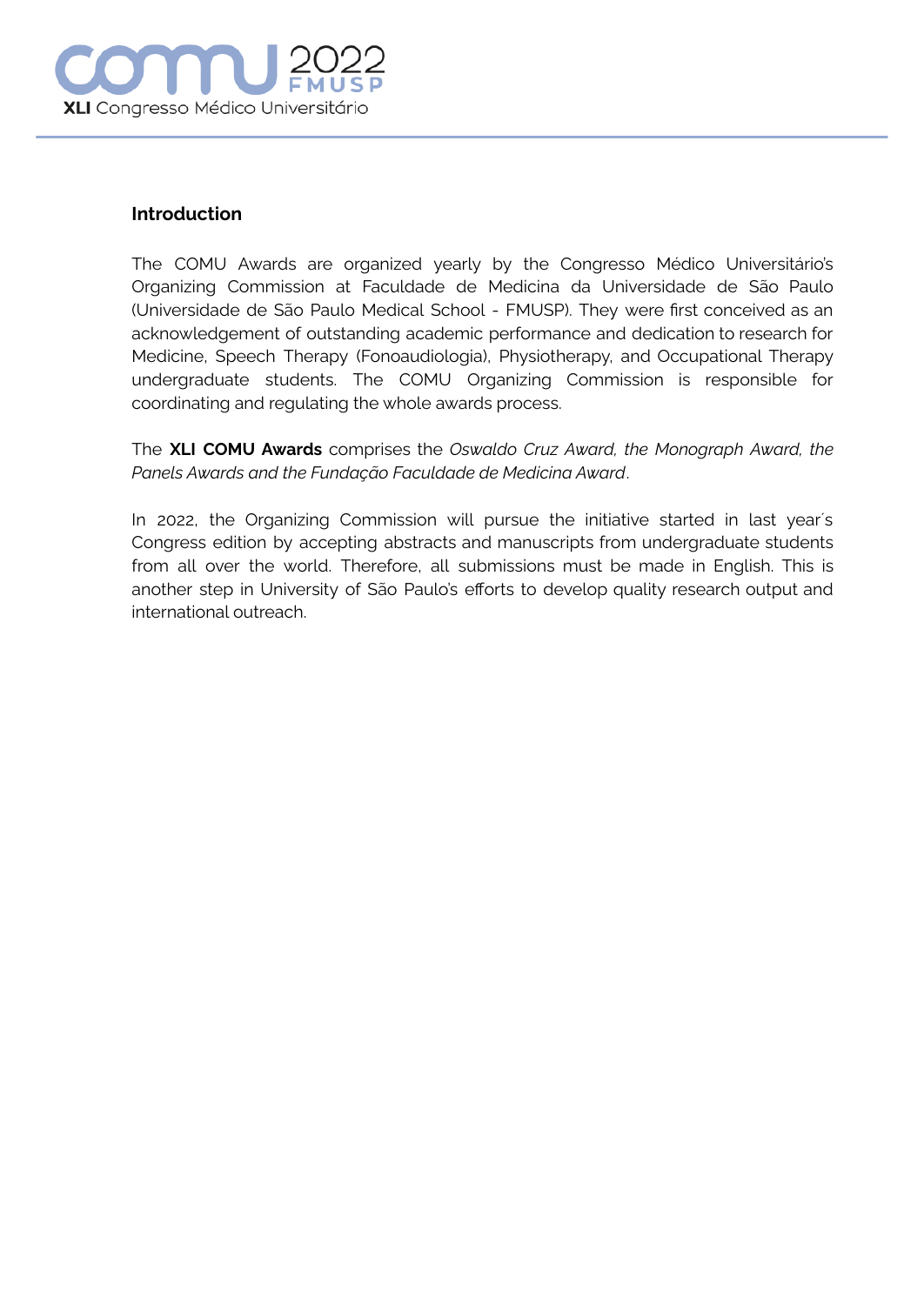## Introduction

The COMU Awards are organized yearly by the Congresso Médico Universitário's Organizing Commission at Faculdade de Medicina da Universidade de São Paulo (Universidade de São Paulo Medical School - FMUSP). They were first conceived as an acknowledgement of outstanding academic performance and dedication to research for Medicine, Speech Therapy (Fonoaudiologia), Physiotherapy, and Occupational Therapy undergraduate students. The COMU Organizing Commission is responsible for coordinating and regulating the whole awards process.

The **XLI COMU Awards** comprises the *Oswaldo Cruz Award, the Monograph Award, the Panels Awards and the Fundação Faculdade de Medicina Award*.

In 2022, the Organizing Commission will pursue the initiative started in last year´s Congress edition by accepting abstracts and manuscripts from undergraduate students from all over the world. Therefore, all submissions must be made in English. This is another step in University of São Paulo's efforts to develop quality research output and international outreach.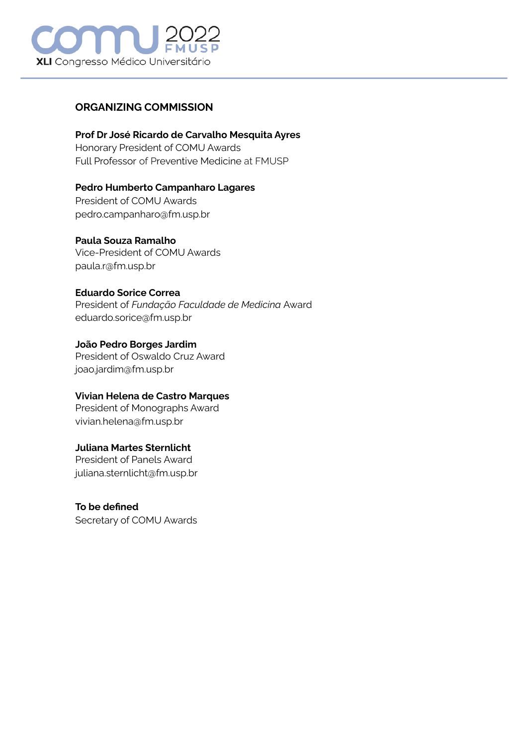## ORGANIZING COMMISSION

**Prof Dr José Ricardo de Carvalho Mesquita Ayres**
Honorary President of COMU Awards
Full Professor of Preventive Medicine at FMUSP

**Pedro Humberto Campanharo Lagares**
President of COMU Awards
pedro.campanharo@fm.usp.br

**Paula Souza Ramalho**
Vice-President of COMU Awards
paula.r@fm.usp.br

**Eduardo Sorice Correa**
President of *Fundação Faculdade de Medicina* Award
eduardo.sorice@fm.usp.br

**João Pedro Borges Jardim**
President of Oswaldo Cruz Award
joao.jardim@fm.usp.br

**Vivian Helena de Castro Marques**
President of Monographs Award
vivian.helena@fm.usp.br

**Juliana Martes Sternlicht**
President of Panels Award
juliana.sternlicht@fm.usp.br

**To be defined**
Secretary of COMU Awards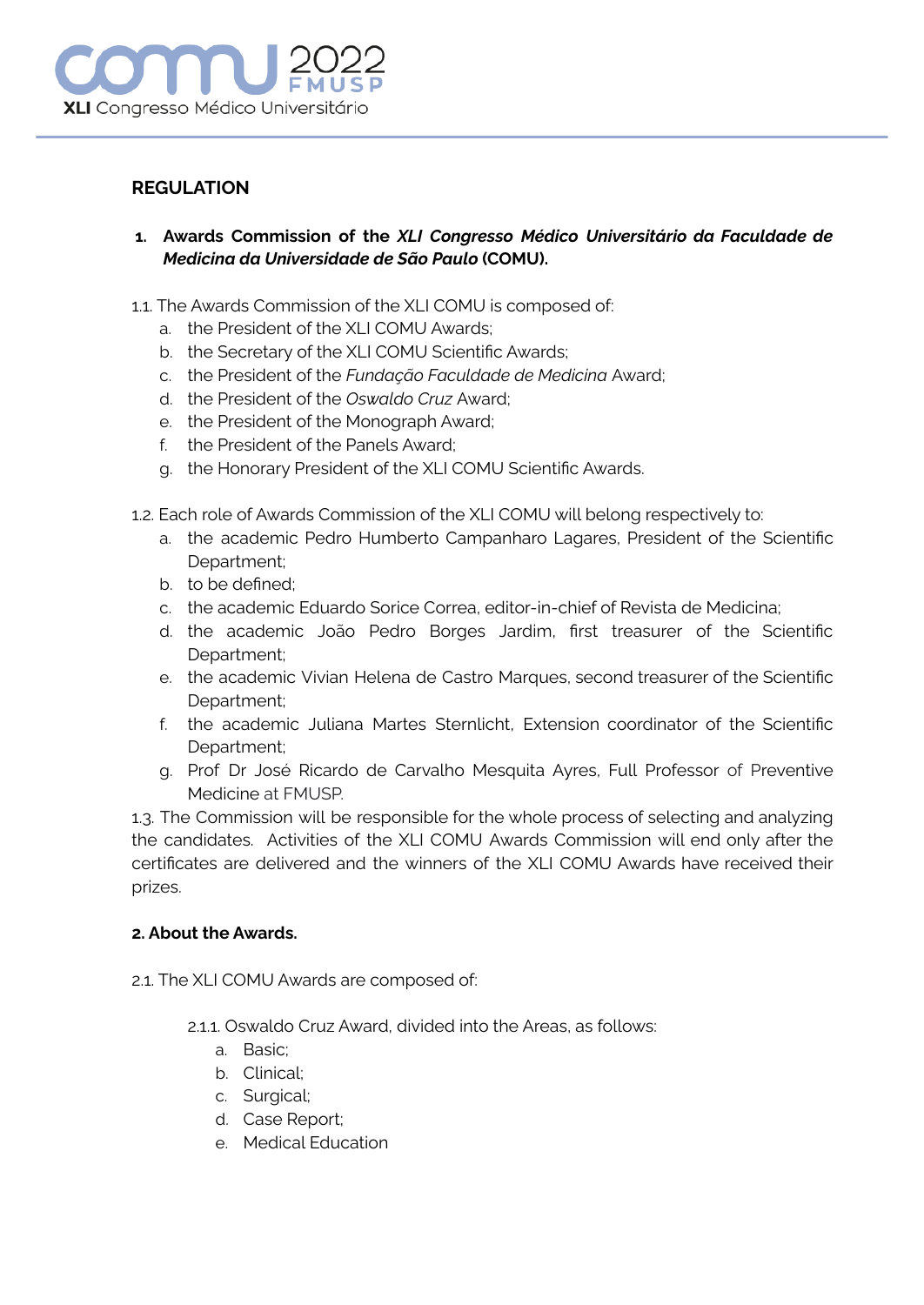## REGULATION

1. **Awards Commission of the *XLI Congresso Médico Universitário da Faculdade de Medicina da Universidade de São Paulo* (COMU).**

1.1. The Awards Commission of the XLI COMU is composed of:

a. the President of the XLI COMU Awards;
b. the Secretary of the XLI COMU Scientific Awards;
c. the President of the *Fundação Faculdade de Medicina* Award;
d. the President of the *Oswaldo Cruz* Award;
e. the President of the Monograph Award;
f. the President of the Panels Award;
g. the Honorary President of the XLI COMU Scientific Awards.

1.2. Each role of Awards Commission of the XLI COMU will belong respectively to:

a. the academic Pedro Humberto Campanharo Lagares, President of the Scientific Department;
b. to be defined;
c. the academic Eduardo Sorice Correa, editor-in-chief of Revista de Medicina;
d. the academic João Pedro Borges Jardim, first treasurer of the Scientific Department;
e. the academic Vivian Helena de Castro Marques, second treasurer of the Scientific Department;
f. the academic Juliana Martes Sternlicht, Extension coordinator of the Scientific Department;
g. Prof Dr José Ricardo de Carvalho Mesquita Ayres, Full Professor of Preventive Medicine at FMUSP.

1.3. The Commission will be responsible for the whole process of selecting and analyzing the candidates. Activities of the XLI COMU Awards Commission will end only after the certificates are delivered and the winners of the XLI COMU Awards have received their prizes.

**2. About the Awards.**

2.1. The XLI COMU Awards are composed of:

2.1.1. Oswaldo Cruz Award, divided into the Areas, as follows:

a. Basic;
b. Clinical;
c. Surgical;
d. Case Report;
e. Medical Education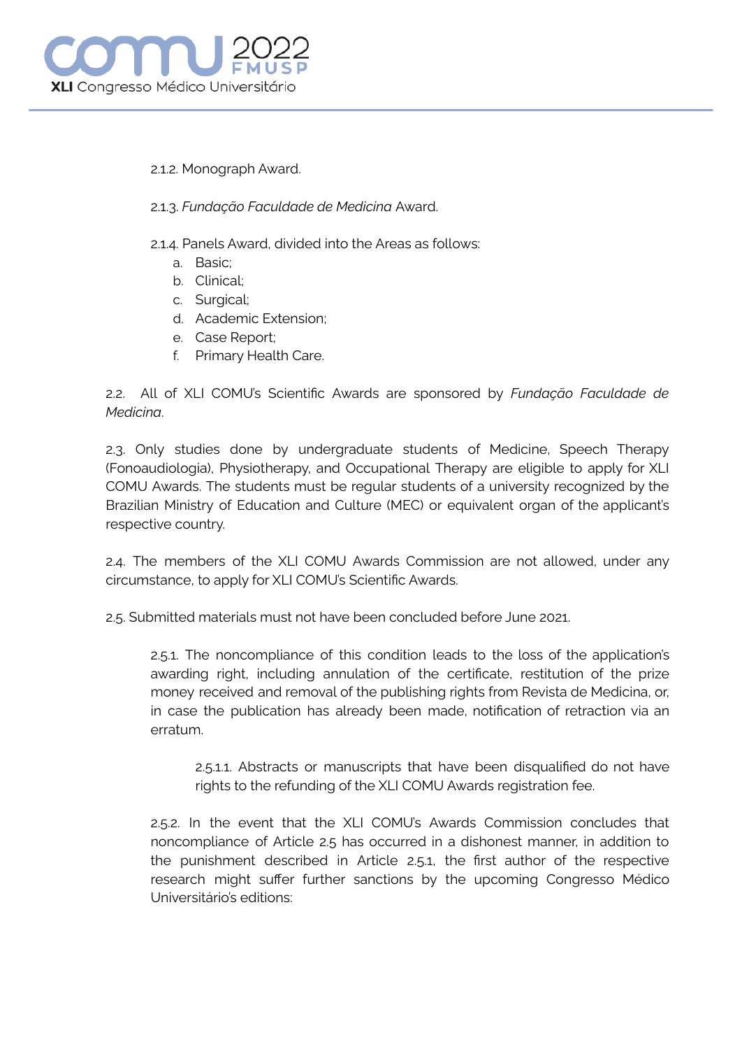2.1.2. Monograph Award.

2.1.3. *Fundação Faculdade de Medicina* Award.

2.1.4. Panels Award, divided into the Areas as follows:

a. Basic;
b. Clinical;
c. Surgical;
d. Academic Extension;
e. Case Report;
f. Primary Health Care.

2.2. All of XLI COMU's Scientific Awards are sponsored by *Fundação Faculdade de Medicina*.

2.3. Only studies done by undergraduate students of Medicine, Speech Therapy (Fonoaudiologia), Physiotherapy, and Occupational Therapy are eligible to apply for XLI COMU Awards. The students must be regular students of a university recognized by the Brazilian Ministry of Education and Culture (MEC) or equivalent organ of the applicant's respective country.

2.4. The members of the XLI COMU Awards Commission are not allowed, under any circumstance, to apply for XLI COMU's Scientific Awards.

2.5. Submitted materials must not have been concluded before June 2021.

2.5.1. The noncompliance of this condition leads to the loss of the application's awarding right, including annulation of the certificate, restitution of the prize money received and removal of the publishing rights from Revista de Medicina, or, in case the publication has already been made, notification of retraction via an erratum.

2.5.1.1. Abstracts or manuscripts that have been disqualified do not have rights to the refunding of the XLI COMU Awards registration fee.

2.5.2. In the event that the XLI COMU's Awards Commission concludes that noncompliance of Article 2.5 has occurred in a dishonest manner, in addition to the punishment described in Article 2.5.1, the first author of the respective research might suffer further sanctions by the upcoming Congresso Médico Universitário's editions: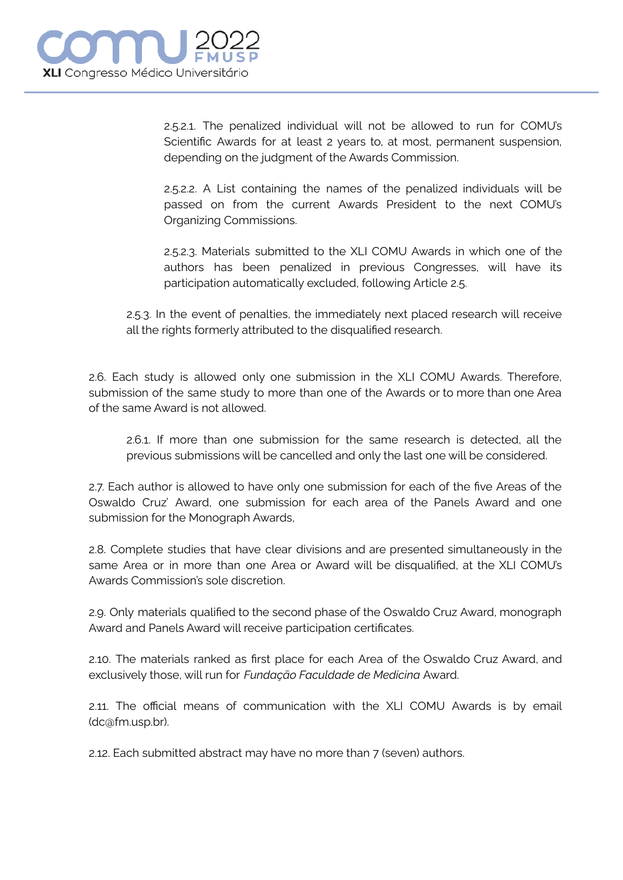2.5.2.1. The penalized individual will not be allowed to run for COMU's Scientific Awards for at least 2 years to, at most, permanent suspension, depending on the judgment of the Awards Commission.

2.5.2.2. A List containing the names of the penalized individuals will be passed on from the current Awards President to the next COMU's Organizing Commissions.

2.5.2.3. Materials submitted to the XLI COMU Awards in which one of the authors has been penalized in previous Congresses, will have its participation automatically excluded, following Article 2.5.

2.5.3. In the event of penalties, the immediately next placed research will receive all the rights formerly attributed to the disqualified research.

2.6. Each study is allowed only one submission in the XLI COMU Awards. Therefore, submission of the same study to more than one of the Awards or to more than one Area of the same Award is not allowed.

2.6.1. If more than one submission for the same research is detected, all the previous submissions will be cancelled and only the last one will be considered.

2.7. Each author is allowed to have only one submission for each of the five Areas of the Oswaldo Cruz' Award, one submission for each area of the Panels Award and one submission for the Monograph Awards,

2.8. Complete studies that have clear divisions and are presented simultaneously in the same Area or in more than one Area or Award will be disqualified, at the XLI COMU's Awards Commission's sole discretion.

2.9. Only materials qualified to the second phase of the Oswaldo Cruz Award, monograph Award and Panels Award will receive participation certificates.

2.10. The materials ranked as first place for each Area of the Oswaldo Cruz Award, and exclusively those, will run for *Fundação Faculdade de Medicina* Award.

2.11. The official means of communication with the XLI COMU Awards is by email (dc@fm.usp.br).

2.12. Each submitted abstract may have no more than 7 (seven) authors.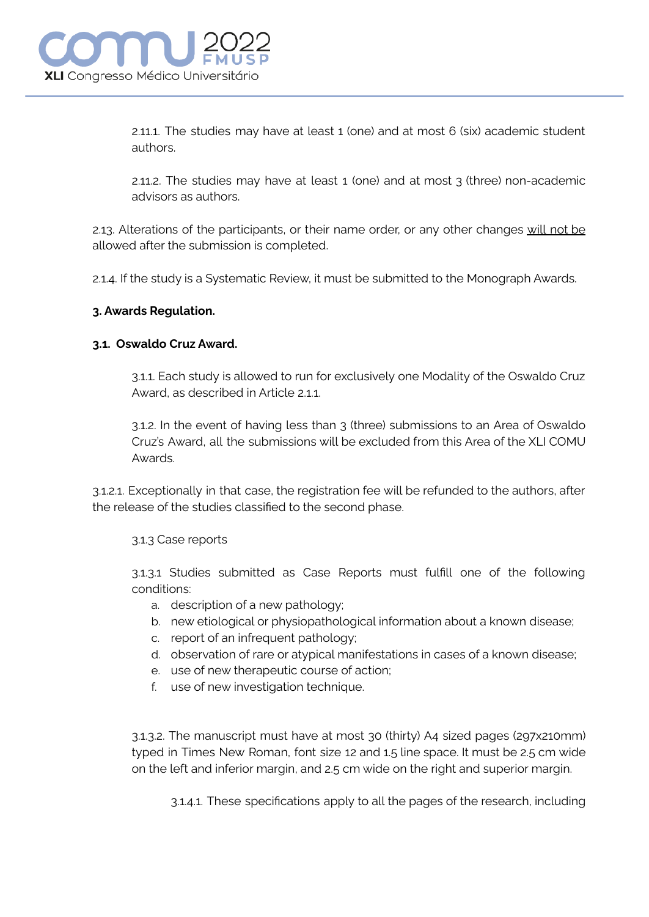2.11.1. The studies may have at least 1 (one) and at most 6 (six) academic student authors.

2.11.2. The studies may have at least 1 (one) and at most 3 (three) non-academic advisors as authors.

2.13. Alterations of the participants, or their name order, or any other changes <u>will not be</u> allowed after the submission is completed.

2.1.4. If the study is a Systematic Review, it must be submitted to the Monograph Awards.

**3. Awards Regulation.**

**3.1. Oswaldo Cruz Award.**

3.1.1. Each study is allowed to run for exclusively one Modality of the Oswaldo Cruz Award, as described in Article 2.1.1.

3.1.2. In the event of having less than 3 (three) submissions to an Area of Oswaldo Cruz's Award, all the submissions will be excluded from this Area of the XLI COMU Awards.

3.1.2.1. Exceptionally in that case, the registration fee will be refunded to the authors, after the release of the studies classified to the second phase.

3.1.3 Case reports

3.1.3.1 Studies submitted as Case Reports must fulfill one of the following conditions:

a. description of a new pathology;
b. new etiological or physiopathological information about a known disease;
c. report of an infrequent pathology;
d. observation of rare or atypical manifestations in cases of a known disease;
e. use of new therapeutic course of action;
f. use of new investigation technique.

3.1.3.2. The manuscript must have at most 30 (thirty) A4 sized pages (297x210mm) typed in Times New Roman, font size 12 and 1.5 line space. It must be 2.5 cm wide on the left and inferior margin, and 2.5 cm wide on the right and superior margin.

3.1.4.1. These specifications apply to all the pages of the research, including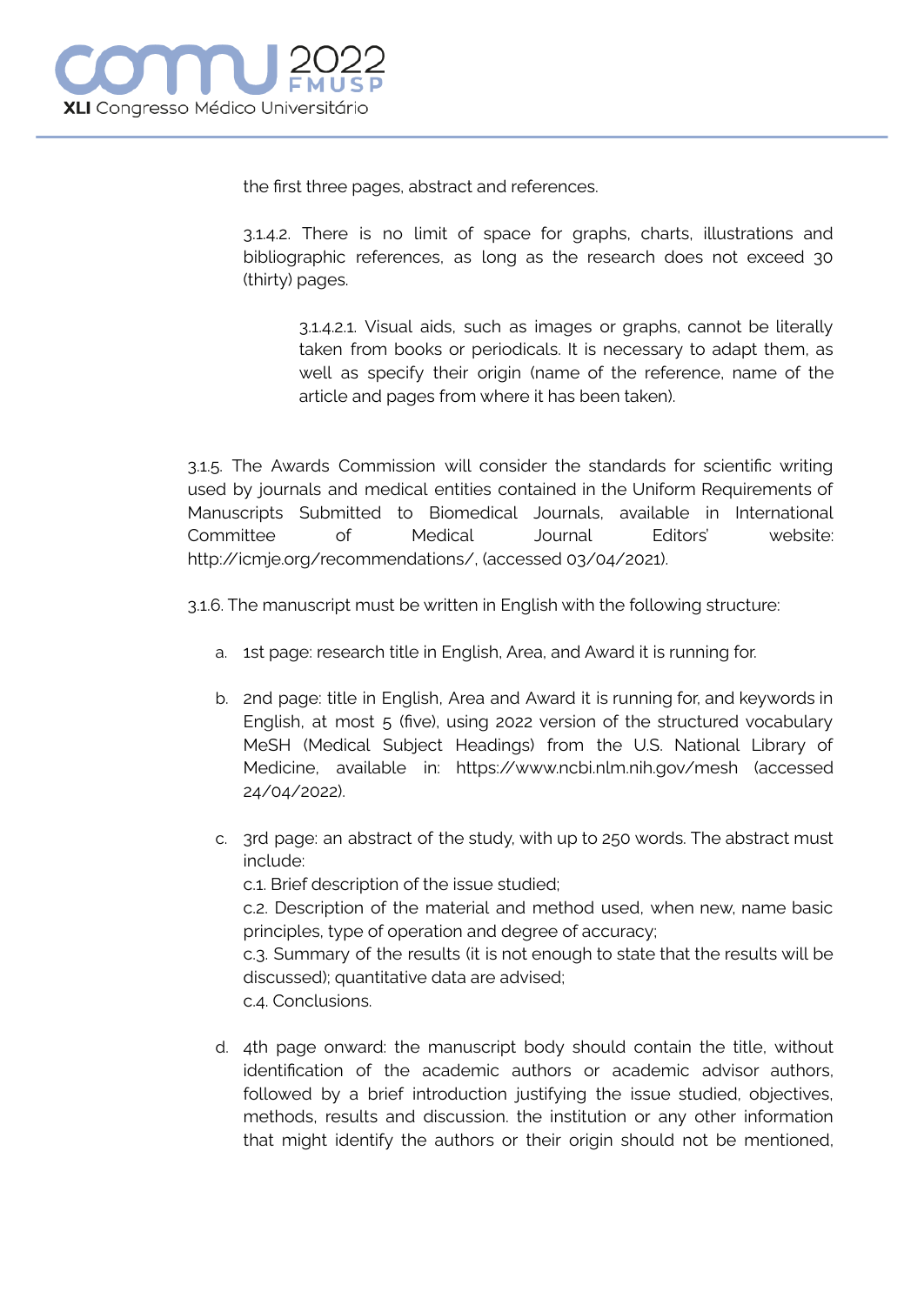the first three pages, abstract and references.

3.1.4.2. There is no limit of space for graphs, charts, illustrations and bibliographic references, as long as the research does not exceed 30 (thirty) pages.

3.1.4.2.1. Visual aids, such as images or graphs, cannot be literally taken from books or periodicals. It is necessary to adapt them, as well as specify their origin (name of the reference, name of the article and pages from where it has been taken).

3.1.5. The Awards Commission will consider the standards for scientific writing used by journals and medical entities contained in the Uniform Requirements of Manuscripts Submitted to Biomedical Journals, available in International Committee of Medical Journal Editors' website: http://icmje.org/recommendations/, (accessed 03/04/2021).

3.1.6. The manuscript must be written in English with the following structure:

a. 1st page: research title in English, Area, and Award it is running for.

b. 2nd page: title in English, Area and Award it is running for, and keywords in English, at most 5 (five), using 2022 version of the structured vocabulary MeSH (Medical Subject Headings) from the U.S. National Library of Medicine, available in: https://www.ncbi.nlm.nih.gov/mesh (accessed 24/04/2022).

c. 3rd page: an abstract of the study, with up to 250 words. The abstract must include:
c.1. Brief description of the issue studied;
c.2. Description of the material and method used, when new, name basic principles, type of operation and degree of accuracy;
c.3. Summary of the results (it is not enough to state that the results will be discussed); quantitative data are advised;
c.4. Conclusions.

d. 4th page onward: the manuscript body should contain the title, without identification of the academic authors or academic advisor authors, followed by a brief introduction justifying the issue studied, objectives, methods, results and discussion. the institution or any other information that might identify the authors or their origin should not be mentioned,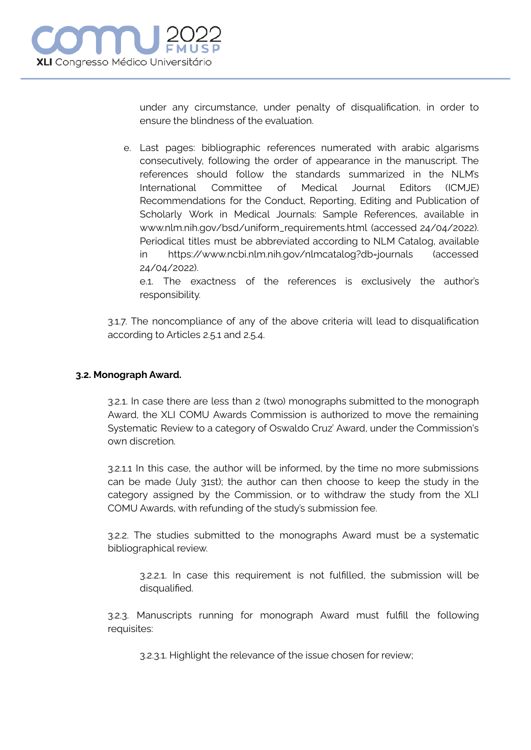under any circumstance, under penalty of disqualification, in order to ensure the blindness of the evaluation.

e. Last pages: bibliographic references numerated with arabic algarisms consecutively, following the order of appearance in the manuscript. The references should follow the standards summarized in the NLM's International Committee of Medical Journal Editors (ICMJE) Recommendations for the Conduct, Reporting, Editing and Publication of Scholarly Work in Medical Journals: Sample References, available in www.nlm.nih.gov/bsd/uniform_requirements.html (accessed 24/04/2022). Periodical titles must be abbreviated according to NLM Catalog, available in https://www.ncbi.nlm.nih.gov/nlmcatalog?db=journals (accessed 24/04/2022).

   e.1. The exactness of the references is exclusively the author's responsibility.

3.1.7. The noncompliance of any of the above criteria will lead to disqualification according to Articles 2.5.1 and 2.5.4.

**3.2. Monograph Award.**

3.2.1. In case there are less than 2 (two) monographs submitted to the monograph Award, the XLI COMU Awards Commission is authorized to move the remaining Systematic Review to a category of Oswaldo Cruz' Award, under the Commission's own discretion.

3.2.1.1 In this case, the author will be informed, by the time no more submissions can be made (July 31st); the author can then choose to keep the study in the category assigned by the Commission, or to withdraw the study from the XLI COMU Awards, with refunding of the study's submission fee.

3.2.2. The studies submitted to the monographs Award must be a systematic bibliographical review.

3.2.2.1. In case this requirement is not fulfilled, the submission will be disqualified.

3.2.3. Manuscripts running for monograph Award must fulfill the following requisites:

3.2.3.1. Highlight the relevance of the issue chosen for review;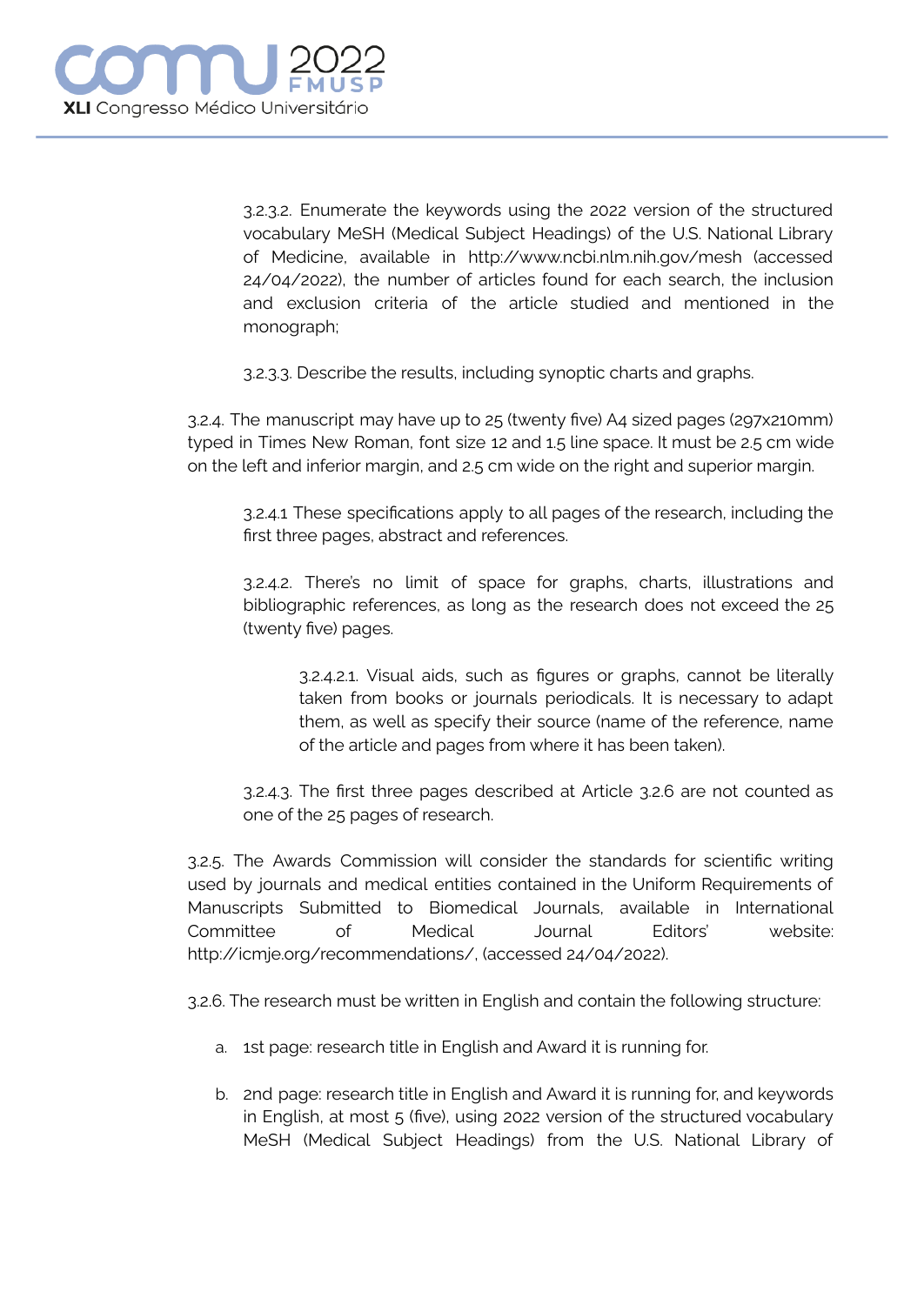3.2.3.2. Enumerate the keywords using the 2022 version of the structured vocabulary MeSH (Medical Subject Headings) of the U.S. National Library of Medicine, available in http://www.ncbi.nlm.nih.gov/mesh (accessed 24/04/2022), the number of articles found for each search, the inclusion and exclusion criteria of the article studied and mentioned in the monograph;

3.2.3.3. Describe the results, including synoptic charts and graphs.

3.2.4. The manuscript may have up to 25 (twenty five) A4 sized pages (297x210mm) typed in Times New Roman, font size 12 and 1.5 line space. It must be 2.5 cm wide on the left and inferior margin, and 2.5 cm wide on the right and superior margin.

3.2.4.1 These specifications apply to all pages of the research, including the first three pages, abstract and references.

3.2.4.2. There's no limit of space for graphs, charts, illustrations and bibliographic references, as long as the research does not exceed the 25 (twenty five) pages.

3.2.4.2.1. Visual aids, such as figures or graphs, cannot be literally taken from books or journals periodicals. It is necessary to adapt them, as well as specify their source (name of the reference, name of the article and pages from where it has been taken).

3.2.4.3. The first three pages described at Article 3.2.6 are not counted as one of the 25 pages of research.

3.2.5. The Awards Commission will consider the standards for scientific writing used by journals and medical entities contained in the Uniform Requirements of Manuscripts Submitted to Biomedical Journals, available in International Committee of Medical Journal Editors' website: http://icmje.org/recommendations/, (accessed 24/04/2022).

3.2.6. The research must be written in English and contain the following structure:

a. 1st page: research title in English and Award it is running for.

b. 2nd page: research title in English and Award it is running for, and keywords in English, at most 5 (five), using 2022 version of the structured vocabulary MeSH (Medical Subject Headings) from the U.S. National Library of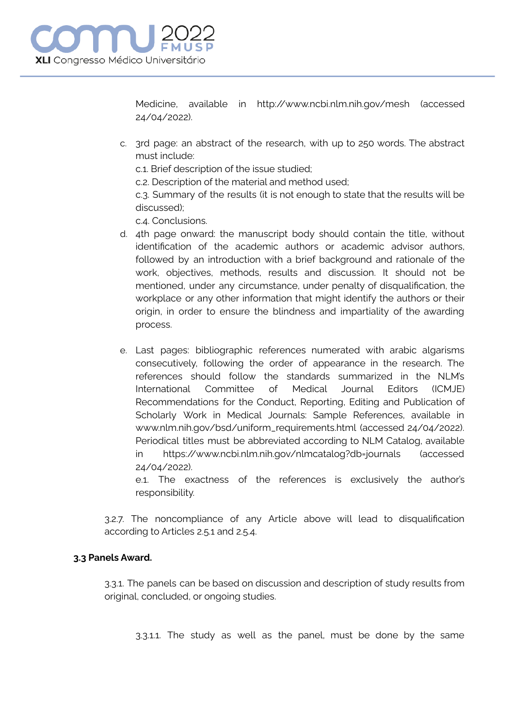Medicine, available in http://www.ncbi.nlm.nih.gov/mesh (accessed 24/04/2022).

c. 3rd page: an abstract of the research, with up to 250 words. The abstract must include:
   c.1. Brief description of the issue studied;
   c.2. Description of the material and method used;
   c.3. Summary of the results (it is not enough to state that the results will be discussed);
   c.4. Conclusions.
d. 4th page onward: the manuscript body should contain the title, without identification of the academic authors or academic advisor authors, followed by an introduction with a brief background and rationale of the work, objectives, methods, results and discussion. It should not be mentioned, under any circumstance, under penalty of disqualification, the workplace or any other information that might identify the authors or their origin, in order to ensure the blindness and impartiality of the awarding process.

e. Last pages: bibliographic references numerated with arabic algarisms consecutively, following the order of appearance in the research. The references should follow the standards summarized in the NLM's International Committee of Medical Journal Editors (ICMJE) Recommendations for the Conduct, Reporting, Editing and Publication of Scholarly Work in Medical Journals: Sample References, available in www.nlm.nih.gov/bsd/uniform_requirements.html (accessed 24/04/2022). Periodical titles must be abbreviated according to NLM Catalog, available in https://www.ncbi.nlm.nih.gov/nlmcatalog?db=journals (accessed 24/04/2022).
   e.1. The exactness of the references is exclusively the author's responsibility.

3.2.7. The noncompliance of any Article above will lead to disqualification according to Articles 2.5.1 and 2.5.4.

**3.3 Panels Award.**

3.3.1. The panels can be based on discussion and description of study results from original, concluded, or ongoing studies.

3.3.1.1. The study as well as the panel, must be done by the same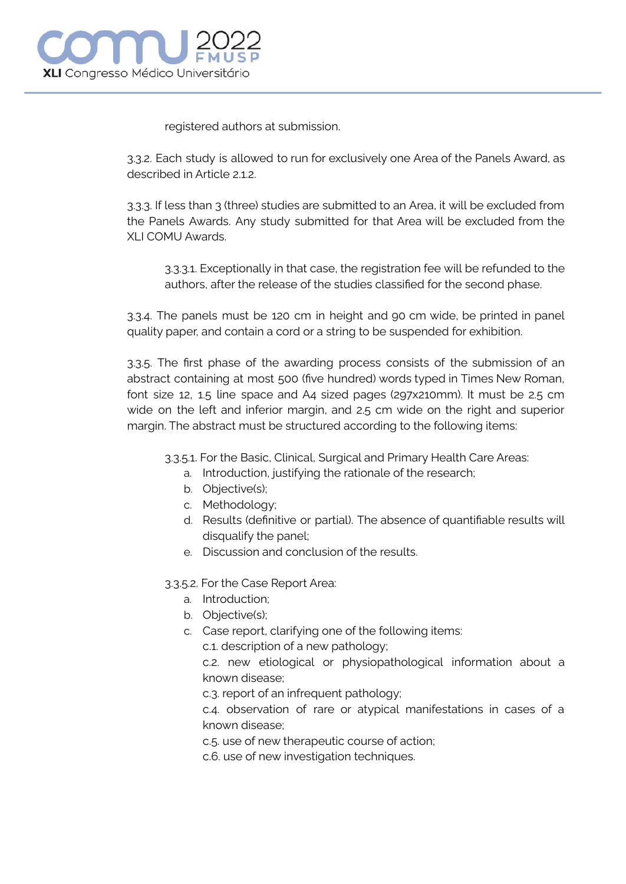registered authors at submission.

3.3.2. Each study is allowed to run for exclusively one Area of the Panels Award, as described in Article 2.1.2.

3.3.3. If less than 3 (three) studies are submitted to an Area, it will be excluded from the Panels Awards. Any study submitted for that Area will be excluded from the XLI COMU Awards.

3.3.3.1. Exceptionally in that case, the registration fee will be refunded to the authors, after the release of the studies classified for the second phase.

3.3.4. The panels must be 120 cm in height and 90 cm wide, be printed in panel quality paper, and contain a cord or a string to be suspended for exhibition.

3.3.5. The first phase of the awarding process consists of the submission of an abstract containing at most 500 (five hundred) words typed in Times New Roman, font size 12, 1.5 line space and A4 sized pages (297x210mm). It must be 2.5 cm wide on the left and inferior margin, and 2.5 cm wide on the right and superior margin. The abstract must be structured according to the following items:

3.3.5.1. For the Basic, Clinical, Surgical and Primary Health Care Areas:

a. Introduction, justifying the rationale of the research;
b. Objective(s);
c. Methodology;
d. Results (definitive or partial). The absence of quantifiable results will disqualify the panel;
e. Discussion and conclusion of the results.

3.3.5.2. For the Case Report Area:

a. Introduction;
b. Objective(s);
c. Case report, clarifying one of the following items:
   c.1. description of a new pathology;
   c.2. new etiological or physiopathological information about a known disease;
   c.3. report of an infrequent pathology;
   c.4. observation of rare or atypical manifestations in cases of a known disease;
   c.5. use of new therapeutic course of action;
   c.6. use of new investigation techniques.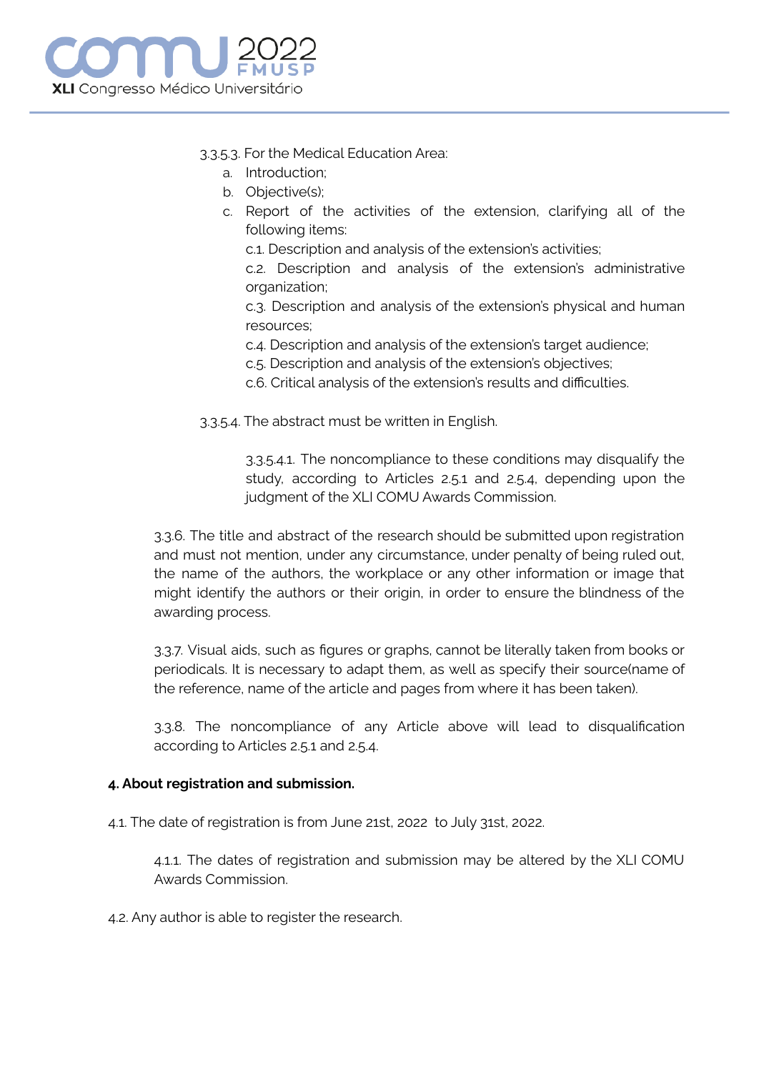3.3.5.3. For the Medical Education Area:

a. Introduction;
b. Objective(s);
c. Report of the activities of the extension, clarifying all of the following items:

   c.1. Description and analysis of the extension's activities;

   c.2. Description and analysis of the extension's administrative organization;

   c.3. Description and analysis of the extension's physical and human resources;

   c.4. Description and analysis of the extension's target audience;

   c.5. Description and analysis of the extension's objectives;

   c.6. Critical analysis of the extension's results and difficulties.

3.3.5.4. The abstract must be written in English.

3.3.5.4.1. The noncompliance to these conditions may disqualify the study, according to Articles 2.5.1 and 2.5.4, depending upon the judgment of the XLI COMU Awards Commission.

3.3.6. The title and abstract of the research should be submitted upon registration and must not mention, under any circumstance, under penalty of being ruled out, the name of the authors, the workplace or any other information or image that might identify the authors or their origin, in order to ensure the blindness of the awarding process.

3.3.7. Visual aids, such as figures or graphs, cannot be literally taken from books or periodicals. It is necessary to adapt them, as well as specify their source(name of the reference, name of the article and pages from where it has been taken).

3.3.8. The noncompliance of any Article above will lead to disqualification according to Articles 2.5.1 and 2.5.4.

**4. About registration and submission.**

4.1. The date of registration is from June 21st, 2022 to July 31st, 2022.

4.1.1. The dates of registration and submission may be altered by the XLI COMU Awards Commission.

4.2. Any author is able to register the research.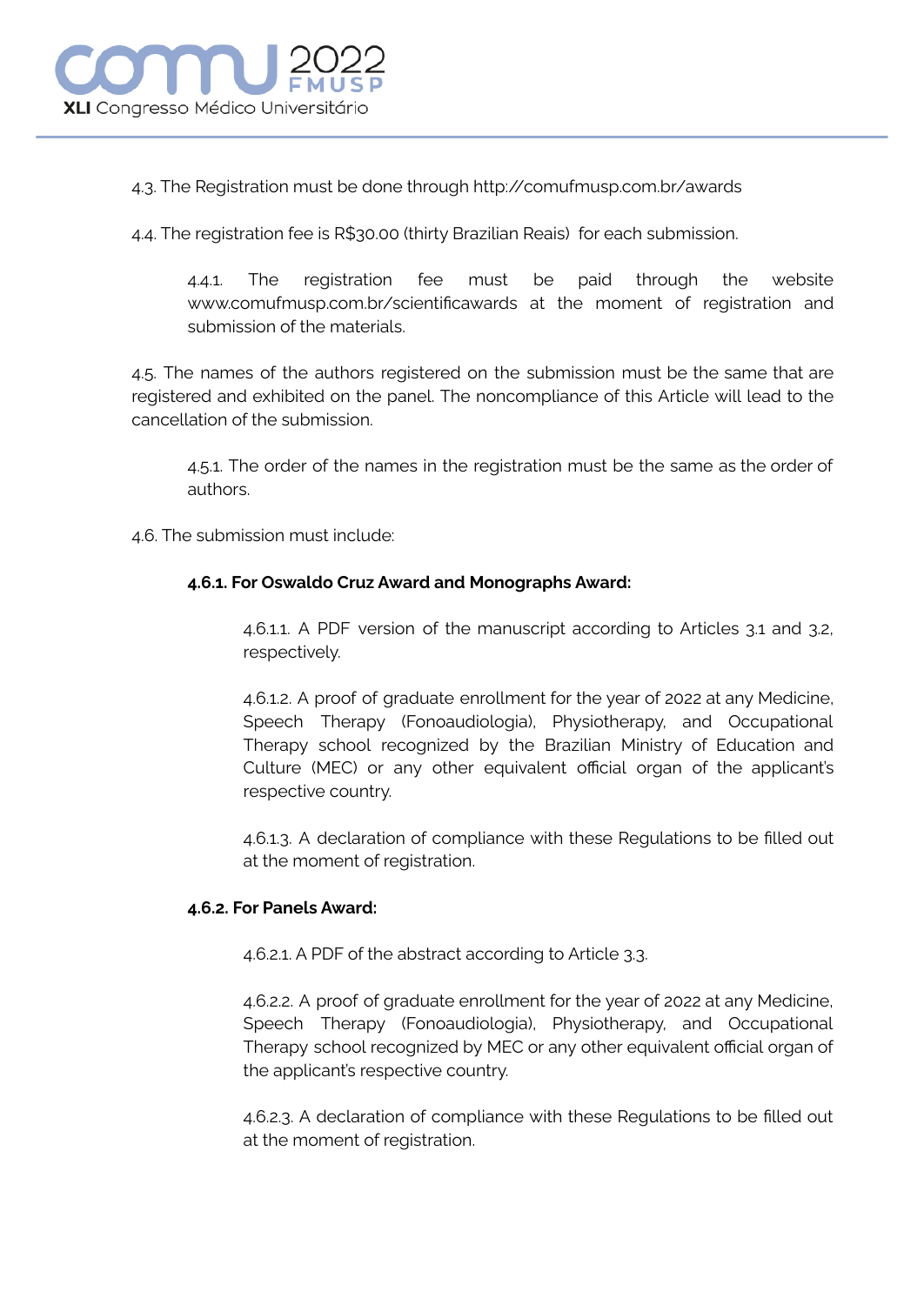4.3. The Registration must be done through http://comufmusp.com.br/awards

4.4. The registration fee is R$30.00 (thirty Brazilian Reais) for each submission.

> 4.4.1. The registration fee must be paid through the website www.comufmusp.com.br/scientificawards at the moment of registration and submission of the materials.

4.5. The names of the authors registered on the submission must be the same that are registered and exhibited on the panel. The noncompliance of this Article will lead to the cancellation of the submission.

> 4.5.1. The order of the names in the registration must be the same as the order of authors.

4.6. The submission must include:

**4.6.1. For Oswaldo Cruz Award and Monographs Award:**

> 4.6.1.1. A PDF version of the manuscript according to Articles 3.1 and 3.2, respectively.
>
> 4.6.1.2. A proof of graduate enrollment for the year of 2022 at any Medicine, Speech Therapy (Fonoaudiologia), Physiotherapy, and Occupational Therapy school recognized by the Brazilian Ministry of Education and Culture (MEC) or any other equivalent official organ of the applicant's respective country.
>
> 4.6.1.3. A declaration of compliance with these Regulations to be filled out at the moment of registration.

**4.6.2. For Panels Award:**

> 4.6.2.1. A PDF of the abstract according to Article 3.3.
>
> 4.6.2.2. A proof of graduate enrollment for the year of 2022 at any Medicine, Speech Therapy (Fonoaudiologia), Physiotherapy, and Occupational Therapy school recognized by MEC or any other equivalent official organ of the applicant's respective country.
>
> 4.6.2.3. A declaration of compliance with these Regulations to be filled out at the moment of registration.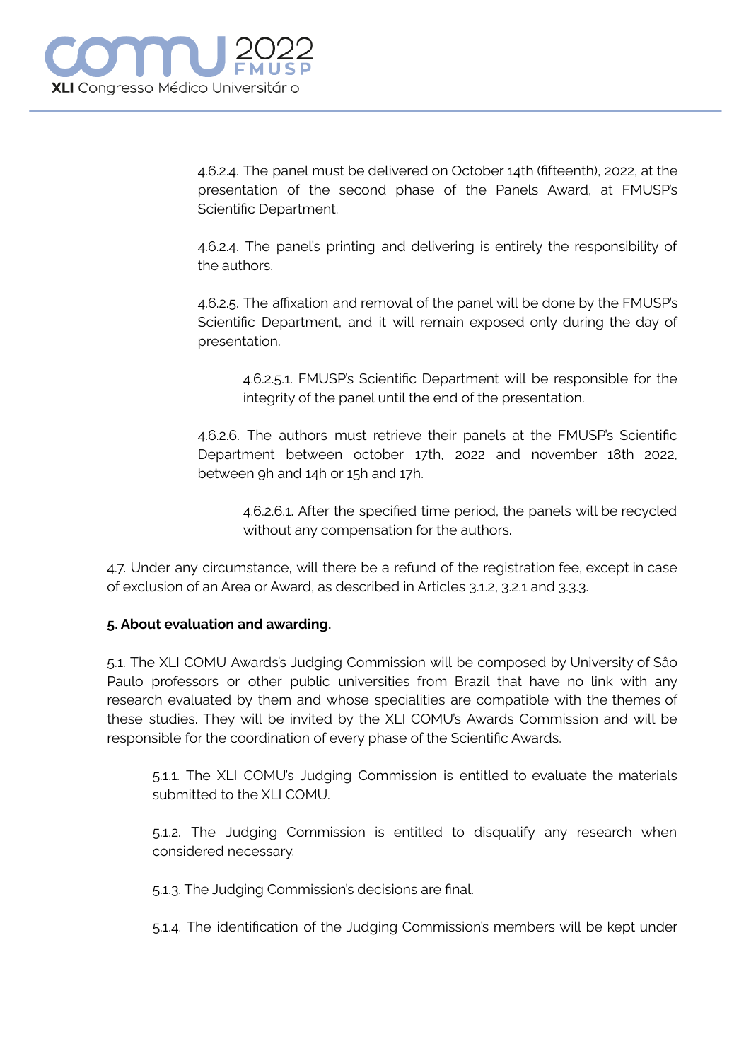4.6.2.4. The panel must be delivered on October 14th (fifteenth), 2022, at the presentation of the second phase of the Panels Award, at FMUSP's Scientific Department.

4.6.2.4. The panel's printing and delivering is entirely the responsibility of the authors.

4.6.2.5. The affixation and removal of the panel will be done by the FMUSP's Scientific Department, and it will remain exposed only during the day of presentation.

4.6.2.5.1. FMUSP's Scientific Department will be responsible for the integrity of the panel until the end of the presentation.

4.6.2.6. The authors must retrieve their panels at the FMUSP's Scientific Department between october 17th, 2022 and november 18th 2022, between 9h and 14h or 15h and 17h.

4.6.2.6.1. After the specified time period, the panels will be recycled without any compensation for the authors.

4.7. Under any circumstance, will there be a refund of the registration fee, except in case of exclusion of an Area or Award, as described in Articles 3.1.2, 3.2.1 and 3.3.3.

**5. About evaluation and awarding.**

5.1. The XLI COMU Awards's Judging Commission will be composed by University of Sâo Paulo professors or other public universities from Brazil that have no link with any research evaluated by them and whose specialities are compatible with the themes of these studies. They will be invited by the XLI COMU's Awards Commission and will be responsible for the coordination of every phase of the Scientific Awards.

5.1.1. The XLI COMU's Judging Commission is entitled to evaluate the materials submitted to the XLI COMU.

5.1.2. The Judging Commission is entitled to disqualify any research when considered necessary.

5.1.3. The Judging Commission's decisions are final.

5.1.4. The identification of the Judging Commission's members will be kept under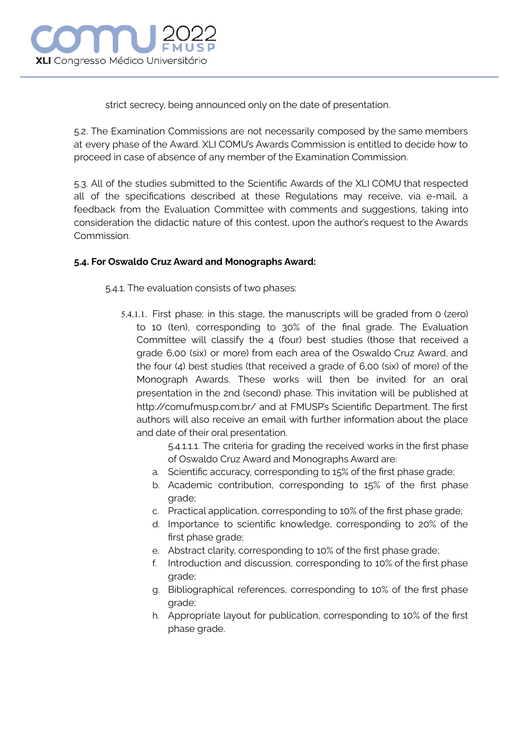strict secrecy, being announced only on the date of presentation.

5.2. The Examination Commissions are not necessarily composed by the same members at every phase of the Award. XLI COMU's Awards Commission is entitled to decide how to proceed in case of absence of any member of the Examination Commission.

5.3. All of the studies submitted to the Scientific Awards of the XLI COMU that respected all of the specifications described at these Regulations may receive, via e-mail, a feedback from the Evaluation Committee with comments and suggestions, taking into consideration the didactic nature of this contest, upon the author's request to the Awards Commission.

**5.4. For Oswaldo Cruz Award and Monographs Award:**

5.4.1. The evaluation consists of two phases:

5.4.1.1. First phase: in this stage, the manuscripts will be graded from 0 (zero) to 10 (ten), corresponding to 30% of the final grade. The Evaluation Committee will classify the 4 (four) best studies (those that received a grade 6,00 (six) or more) from each area of the Oswaldo Cruz Award, and the four (4) best studies (that received a grade of 6,00 (six) of more) of the Monograph Awards. These works will then be invited for an oral presentation in the 2nd (second) phase. This invitation will be published at http://comufmusp.com.br/ and at FMUSP's Scientific Department. The first authors will also receive an email with further information about the place and date of their oral presentation.

5.4.1.1.1. The criteria for grading the received works in the first phase of Oswaldo Cruz Award and Monographs Award are:

a. Scientific accuracy, corresponding to 15% of the first phase grade;
b. Academic contribution, corresponding to 15% of the first phase grade;
c. Practical application, corresponding to 10% of the first phase grade;
d. Importance to scientific knowledge, corresponding to 20% of the first phase grade;
e. Abstract clarity, corresponding to 10% of the first phase grade;
f. Introduction and discussion, corresponding to 10% of the first phase grade;
g. Bibliographical references, corresponding to 10% of the first phase grade;
h. Appropriate layout for publication, corresponding to 10% of the first phase grade.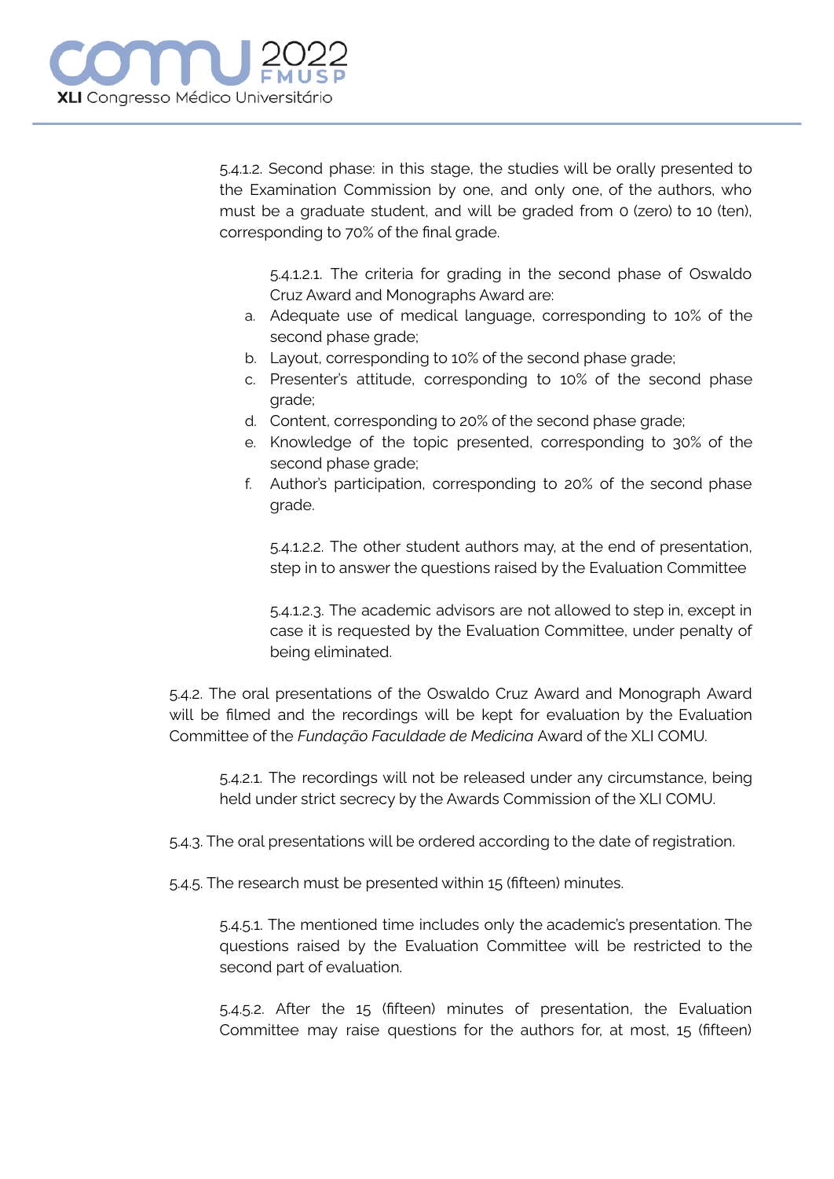5.4.1.2. Second phase: in this stage, the studies will be orally presented to the Examination Commission by one, and only one, of the authors, who must be a graduate student, and will be graded from 0 (zero) to 10 (ten), corresponding to 70% of the final grade.

5.4.1.2.1. The criteria for grading in the second phase of Oswaldo Cruz Award and Monographs Award are:

a. Adequate use of medical language, corresponding to 10% of the second phase grade;
b. Layout, corresponding to 10% of the second phase grade;
c. Presenter's attitude, corresponding to 10% of the second phase grade;
d. Content, corresponding to 20% of the second phase grade;
e. Knowledge of the topic presented, corresponding to 30% of the second phase grade;
f. Author's participation, corresponding to 20% of the second phase grade.

5.4.1.2.2. The other student authors may, at the end of presentation, step in to answer the questions raised by the Evaluation Committee

5.4.1.2.3. The academic advisors are not allowed to step in, except in case it is requested by the Evaluation Committee, under penalty of being eliminated.

5.4.2. The oral presentations of the Oswaldo Cruz Award and Monograph Award will be filmed and the recordings will be kept for evaluation by the Evaluation Committee of the *Fundação Faculdade de Medicina* Award of the XLI COMU.

5.4.2.1. The recordings will not be released under any circumstance, being held under strict secrecy by the Awards Commission of the XLI COMU.

5.4.3. The oral presentations will be ordered according to the date of registration.

5.4.5. The research must be presented within 15 (fifteen) minutes.

5.4.5.1. The mentioned time includes only the academic's presentation. The questions raised by the Evaluation Committee will be restricted to the second part of evaluation.

5.4.5.2. After the 15 (fifteen) minutes of presentation, the Evaluation Committee may raise questions for the authors for, at most, 15 (fifteen)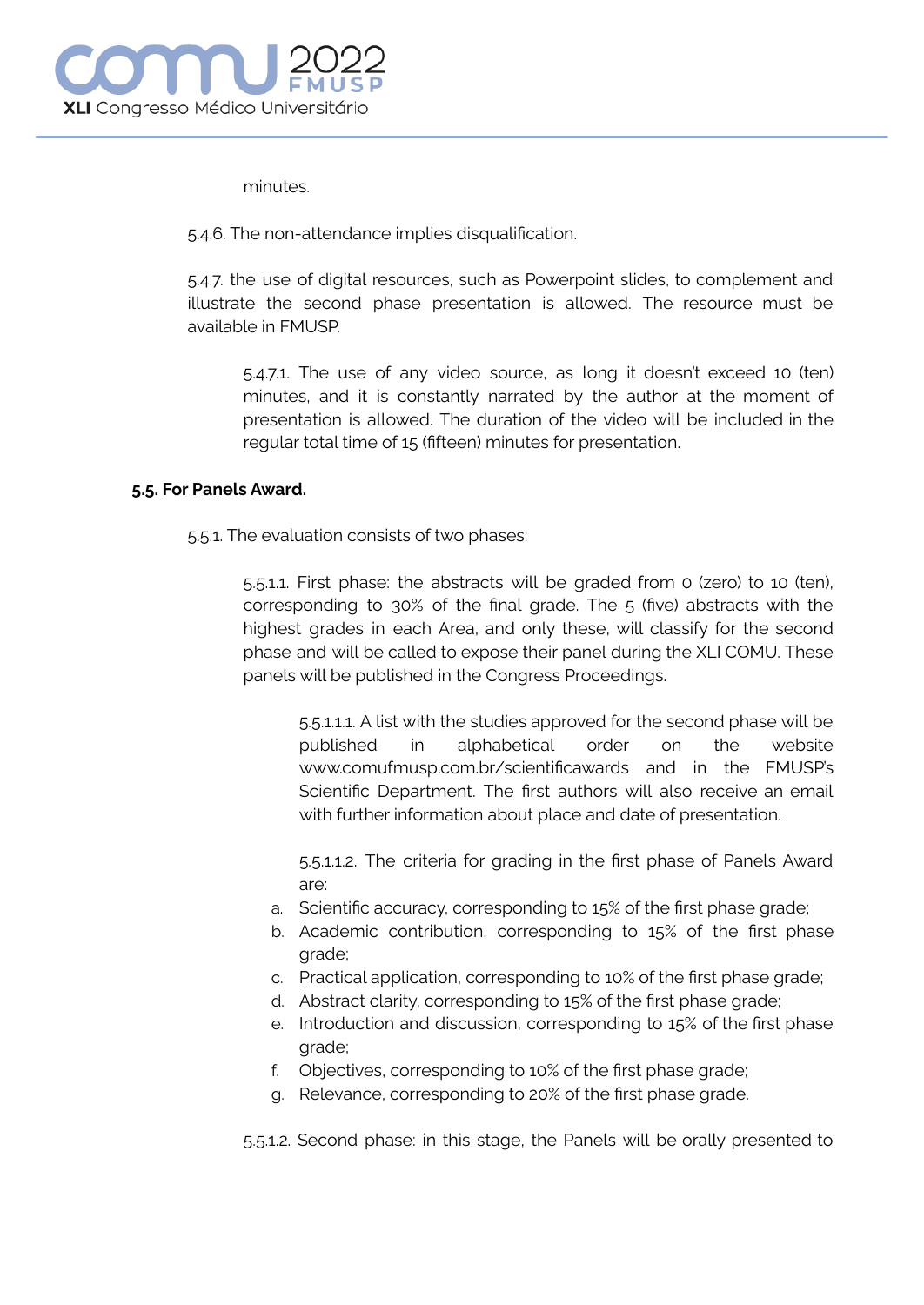minutes.

5.4.6. The non-attendance implies disqualification.

5.4.7. the use of digital resources, such as Powerpoint slides, to complement and illustrate the second phase presentation is allowed. The resource must be available in FMUSP.

5.4.7.1. The use of any video source, as long it doesn't exceed 10 (ten) minutes, and it is constantly narrated by the author at the moment of presentation is allowed. The duration of the video will be included in the regular total time of 15 (fifteen) minutes for presentation.

**5.5. For Panels Award.**

5.5.1. The evaluation consists of two phases:

5.5.1.1. First phase: the abstracts will be graded from 0 (zero) to 10 (ten), corresponding to 30% of the final grade. The 5 (five) abstracts with the highest grades in each Area, and only these, will classify for the second phase and will be called to expose their panel during the XLI COMU. These panels will be published in the Congress Proceedings.

5.5.1.1.1. A list with the studies approved for the second phase will be published in alphabetical order on the website www.comufmusp.com.br/scientificawards and in the FMUSP's Scientific Department. The first authors will also receive an email with further information about place and date of presentation.

5.5.1.1.2. The criteria for grading in the first phase of Panels Award are:

a. Scientific accuracy, corresponding to 15% of the first phase grade;
b. Academic contribution, corresponding to 15% of the first phase grade;
c. Practical application, corresponding to 10% of the first phase grade;
d. Abstract clarity, corresponding to 15% of the first phase grade;
e. Introduction and discussion, corresponding to 15% of the first phase grade;
f. Objectives, corresponding to 10% of the first phase grade;
g. Relevance, corresponding to 20% of the first phase grade.

5.5.1.2. Second phase: in this stage, the Panels will be orally presented to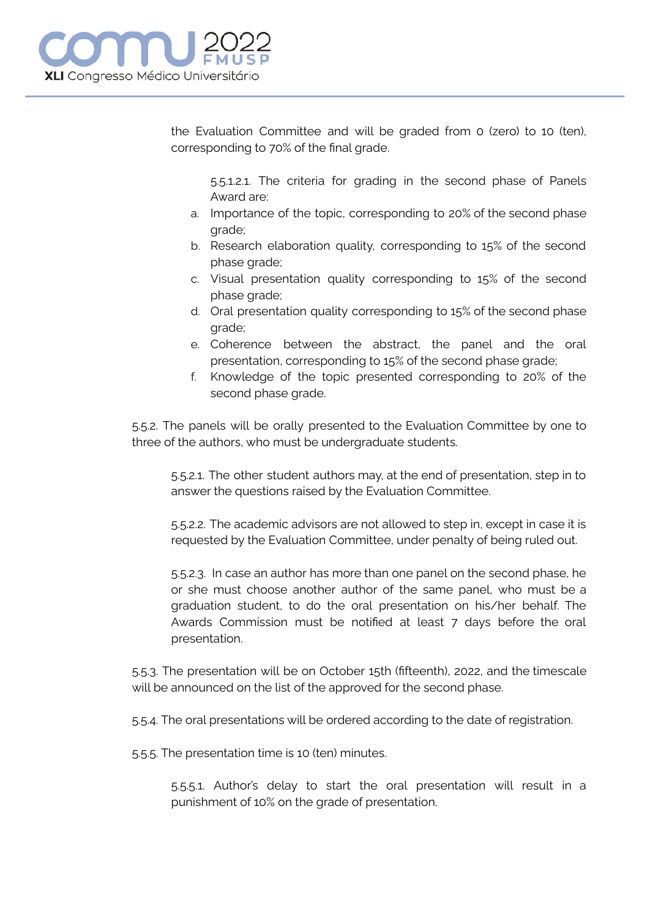the Evaluation Committee and will be graded from 0 (zero) to 10 (ten), corresponding to 70% of the final grade.

5.5.1.2.1. The criteria for grading in the second phase of Panels Award are:

a. Importance of the topic, corresponding to 20% of the second phase grade;
b. Research elaboration quality, corresponding to 15% of the second phase grade;
c. Visual presentation quality corresponding to 15% of the second phase grade;
d. Oral presentation quality corresponding to 15% of the second phase grade;
e. Coherence between the abstract, the panel and the oral presentation, corresponding to 15% of the second phase grade;
f. Knowledge of the topic presented corresponding to 20% of the second phase grade.

5.5.2. The panels will be orally presented to the Evaluation Committee by one to three of the authors, who must be undergraduate students.

5.5.2.1. The other student authors may, at the end of presentation, step in to answer the questions raised by the Evaluation Committee.

5.5.2.2. The academic advisors are not allowed to step in, except in case it is requested by the Evaluation Committee, under penalty of being ruled out.

5.5.2.3. In case an author has more than one panel on the second phase, he or she must choose another author of the same panel, who must be a graduation student, to do the oral presentation on his/her behalf. The Awards Commission must be notified at least 7 days before the oral presentation.

5.5.3. The presentation will be on October 15th (fifteenth), 2022, and the timescale will be announced on the list of the approved for the second phase.

5.5.4. The oral presentations will be ordered according to the date of registration.

5.5.5. The presentation time is 10 (ten) minutes.

5.5.5.1. Author's delay to start the oral presentation will result in a punishment of 10% on the grade of presentation.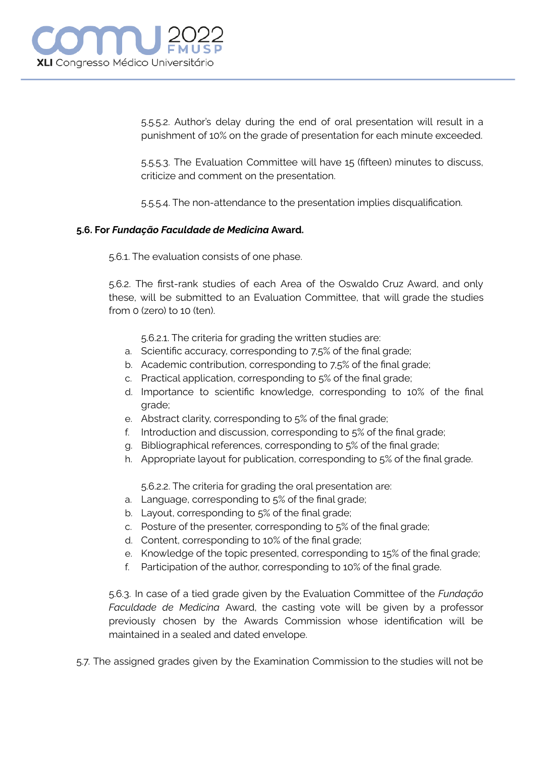5.5.5.2. Author's delay during the end of oral presentation will result in a punishment of 10% on the grade of presentation for each minute exceeded.

5.5.5.3. The Evaluation Committee will have 15 (fifteen) minutes to discuss, criticize and comment on the presentation.

5.5.5.4. The non-attendance to the presentation implies disqualification.

**5.6. For *Fundação Faculdade de Medicina* Award.**

5.6.1. The evaluation consists of one phase.

5.6.2. The first-rank studies of each Area of the Oswaldo Cruz Award, and only these, will be submitted to an Evaluation Committee, that will grade the studies from 0 (zero) to 10 (ten).

5.6.2.1. The criteria for grading the written studies are:

a. Scientific accuracy, corresponding to 7,5% of the final grade;
b. Academic contribution, corresponding to 7,5% of the final grade;
c. Practical application, corresponding to 5% of the final grade;
d. Importance to scientific knowledge, corresponding to 10% of the final grade;
e. Abstract clarity, corresponding to 5% of the final grade;
f. Introduction and discussion, corresponding to 5% of the final grade;
g. Bibliographical references, corresponding to 5% of the final grade;
h. Appropriate layout for publication, corresponding to 5% of the final grade.

5.6.2.2. The criteria for grading the oral presentation are:

a. Language, corresponding to 5% of the final grade;
b. Layout, corresponding to 5% of the final grade;
c. Posture of the presenter, corresponding to 5% of the final grade;
d. Content, corresponding to 10% of the final grade;
e. Knowledge of the topic presented, corresponding to 15% of the final grade;
f. Participation of the author, corresponding to 10% of the final grade.

5.6.3. In case of a tied grade given by the Evaluation Committee of the *Fundação Faculdade de Medicina* Award, the casting vote will be given by a professor previously chosen by the Awards Commission whose identification will be maintained in a sealed and dated envelope.

5.7. The assigned grades given by the Examination Commission to the studies will not be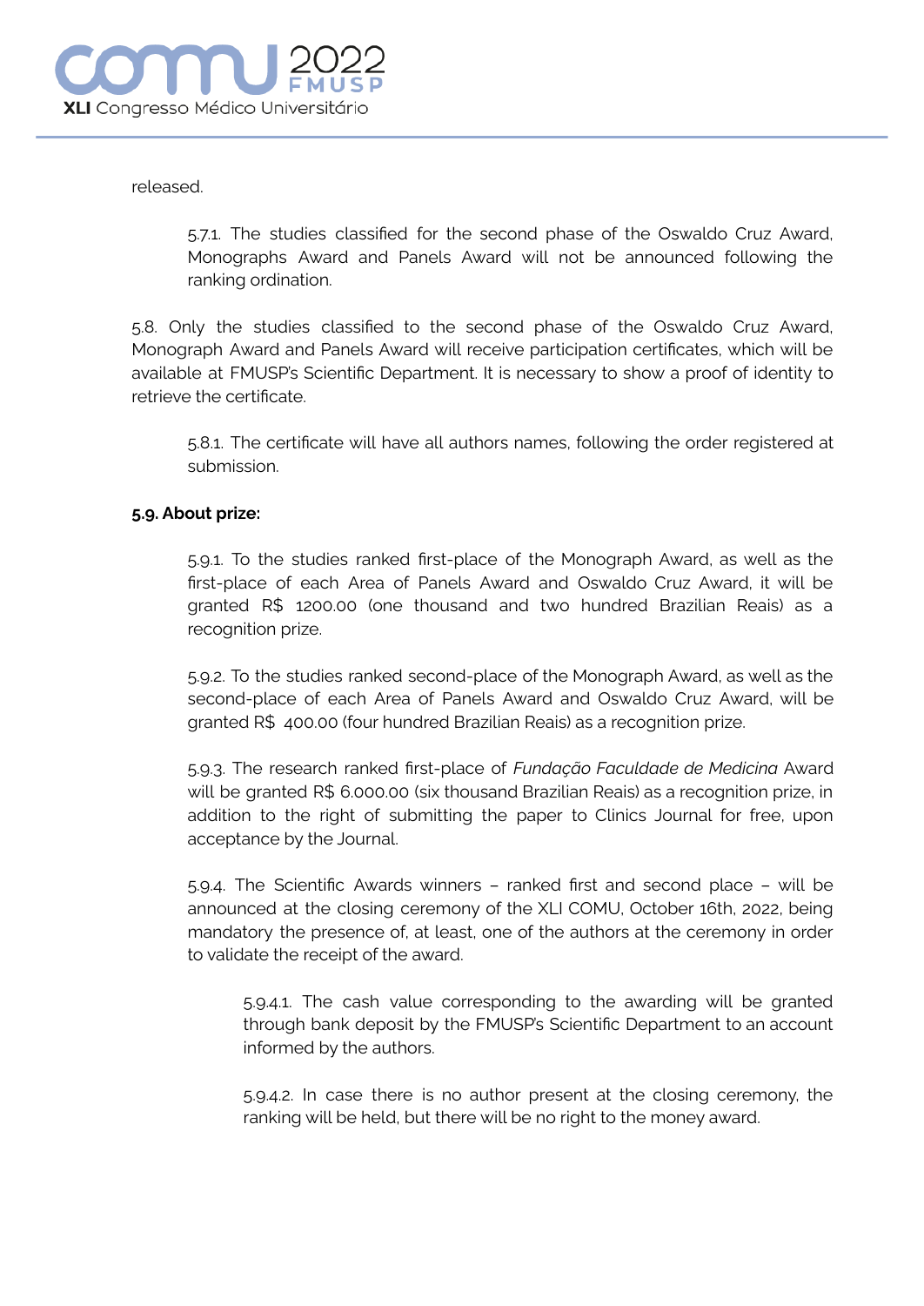released.

5.7.1. The studies classified for the second phase of the Oswaldo Cruz Award, Monographs Award and Panels Award will not be announced following the ranking ordination.

5.8. Only the studies classified to the second phase of the Oswaldo Cruz Award, Monograph Award and Panels Award will receive participation certificates, which will be available at FMUSP's Scientific Department. It is necessary to show a proof of identity to retrieve the certificate.

5.8.1. The certificate will have all authors names, following the order registered at submission.

**5.9. About prize:**

5.9.1. To the studies ranked first-place of the Monograph Award, as well as the first-place of each Area of Panels Award and Oswaldo Cruz Award, it will be granted R$ 1200.00 (one thousand and two hundred Brazilian Reais) as a recognition prize.

5.9.2. To the studies ranked second-place of the Monograph Award, as well as the second-place of each Area of Panels Award and Oswaldo Cruz Award, will be granted R$ 400.00 (four hundred Brazilian Reais) as a recognition prize.

5.9.3. The research ranked first-place of *Fundação Faculdade de Medicina* Award will be granted R$ 6.000.00 (six thousand Brazilian Reais) as a recognition prize, in addition to the right of submitting the paper to Clinics Journal for free, upon acceptance by the Journal.

5.9.4. The Scientific Awards winners – ranked first and second place – will be announced at the closing ceremony of the XLI COMU, October 16th, 2022, being mandatory the presence of, at least, one of the authors at the ceremony in order to validate the receipt of the award.

5.9.4.1. The cash value corresponding to the awarding will be granted through bank deposit by the FMUSP's Scientific Department to an account informed by the authors.

5.9.4.2. In case there is no author present at the closing ceremony, the ranking will be held, but there will be no right to the money award.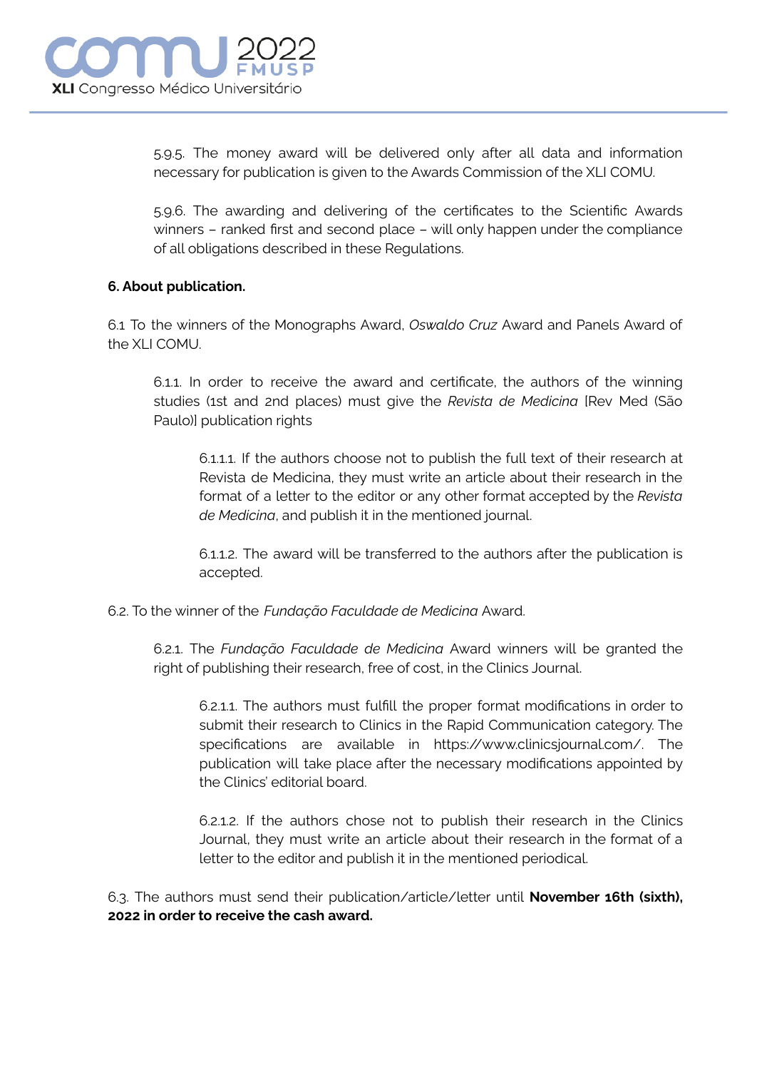5.9.5. The money award will be delivered only after all data and information necessary for publication is given to the Awards Commission of the XLI COMU.

5.9.6. The awarding and delivering of the certificates to the Scientific Awards winners – ranked first and second place – will only happen under the compliance of all obligations described in these Regulations.

**6. About publication.**

6.1 To the winners of the Monographs Award, *Oswaldo Cruz* Award and Panels Award of the XLI COMU.

6.1.1. In order to receive the award and certificate, the authors of the winning studies (1st and 2nd places) must give the *Revista de Medicina* [Rev Med (São Paulo)] publication rights

6.1.1.1. If the authors choose not to publish the full text of their research at Revista de Medicina, they must write an article about their research in the format of a letter to the editor or any other format accepted by the *Revista de Medicina*, and publish it in the mentioned journal.

6.1.1.2. The award will be transferred to the authors after the publication is accepted.

6.2. To the winner of the *Fundação Faculdade de Medicina* Award.

6.2.1. The *Fundação Faculdade de Medicina* Award winners will be granted the right of publishing their research, free of cost, in the Clinics Journal.

6.2.1.1. The authors must fulfill the proper format modifications in order to submit their research to Clinics in the Rapid Communication category. The specifications are available in https://www.clinicsjournal.com/. The publication will take place after the necessary modifications appointed by the Clinics' editorial board.

6.2.1.2. If the authors chose not to publish their research in the Clinics Journal, they must write an article about their research in the format of a letter to the editor and publish it in the mentioned periodical.

6.3. The authors must send their publication/article/letter until **November 16th (sixth), 2022 in order to receive the cash award.**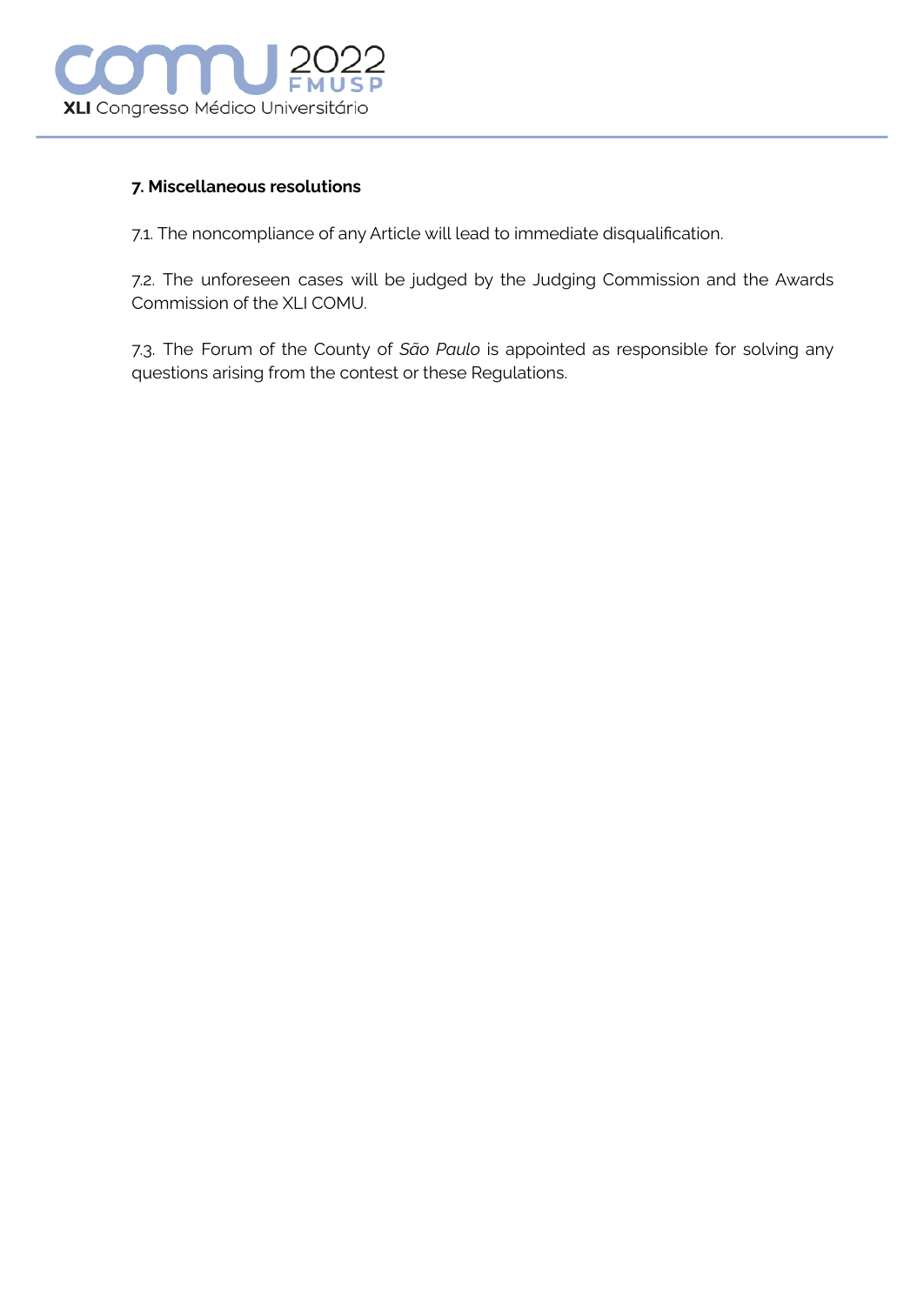## 7. Miscellaneous resolutions

7.1. The noncompliance of any Article will lead to immediate disqualification.

7.2. The unforeseen cases will be judged by the Judging Commission and the Awards Commission of the XLI COMU.

7.3. The Forum of the County of *São Paulo* is appointed as responsible for solving any questions arising from the contest or these Regulations.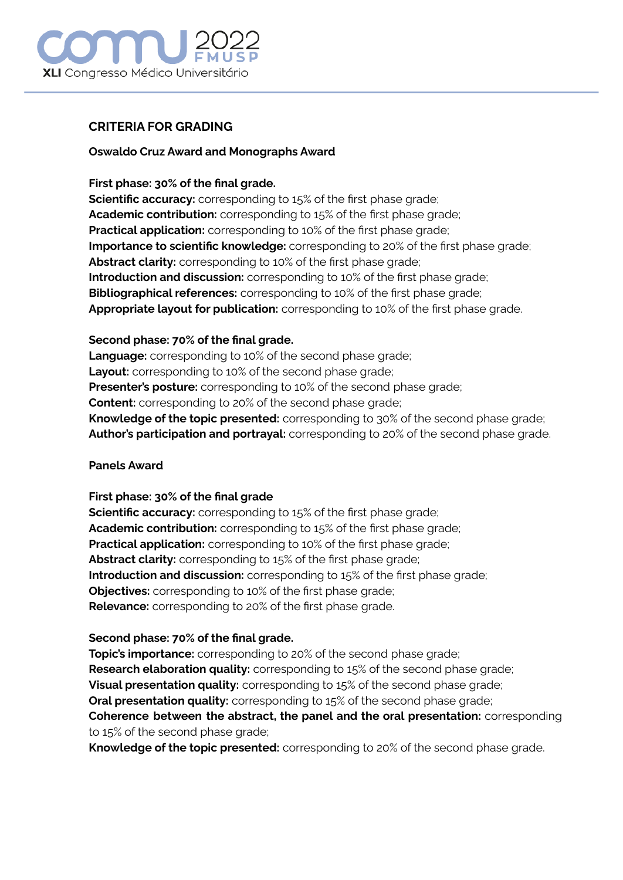## CRITERIA FOR GRADING

### Oswaldo Cruz Award and Monographs Award

**First phase: 30% of the final grade.**
**Scientific accuracy:** corresponding to 15% of the first phase grade;
**Academic contribution:** corresponding to 15% of the first phase grade;
**Practical application:** corresponding to 10% of the first phase grade;
**Importance to scientific knowledge:** corresponding to 20% of the first phase grade;
**Abstract clarity:** corresponding to 10% of the first phase grade;
**Introduction and discussion:** corresponding to 10% of the first phase grade;
**Bibliographical references:** corresponding to 10% of the first phase grade;
**Appropriate layout for publication:** corresponding to 10% of the first phase grade.

**Second phase: 70% of the final grade.**
**Language:** corresponding to 10% of the second phase grade;
**Layout:** corresponding to 10% of the second phase grade;
**Presenter's posture:** corresponding to 10% of the second phase grade;
**Content:** corresponding to 20% of the second phase grade;
**Knowledge of the topic presented:** corresponding to 30% of the second phase grade;
**Author's participation and portrayal:** corresponding to 20% of the second phase grade.

### Panels Award

**First phase: 30% of the final grade**
**Scientific accuracy:** corresponding to 15% of the first phase grade;
**Academic contribution:** corresponding to 15% of the first phase grade;
**Practical application:** corresponding to 10% of the first phase grade;
**Abstract clarity:** corresponding to 15% of the first phase grade;
**Introduction and discussion:** corresponding to 15% of the first phase grade;
**Objectives:** corresponding to 10% of the first phase grade;
**Relevance:** corresponding to 20% of the first phase grade.

**Second phase: 70% of the final grade.**
**Topic's importance:** corresponding to 20% of the second phase grade;
**Research elaboration quality:** corresponding to 15% of the second phase grade;
**Visual presentation quality:** corresponding to 15% of the second phase grade;
**Oral presentation quality:** corresponding to 15% of the second phase grade;
**Coherence between the abstract, the panel and the oral presentation:** corresponding to 15% of the second phase grade;
**Knowledge of the topic presented:** corresponding to 20% of the second phase grade.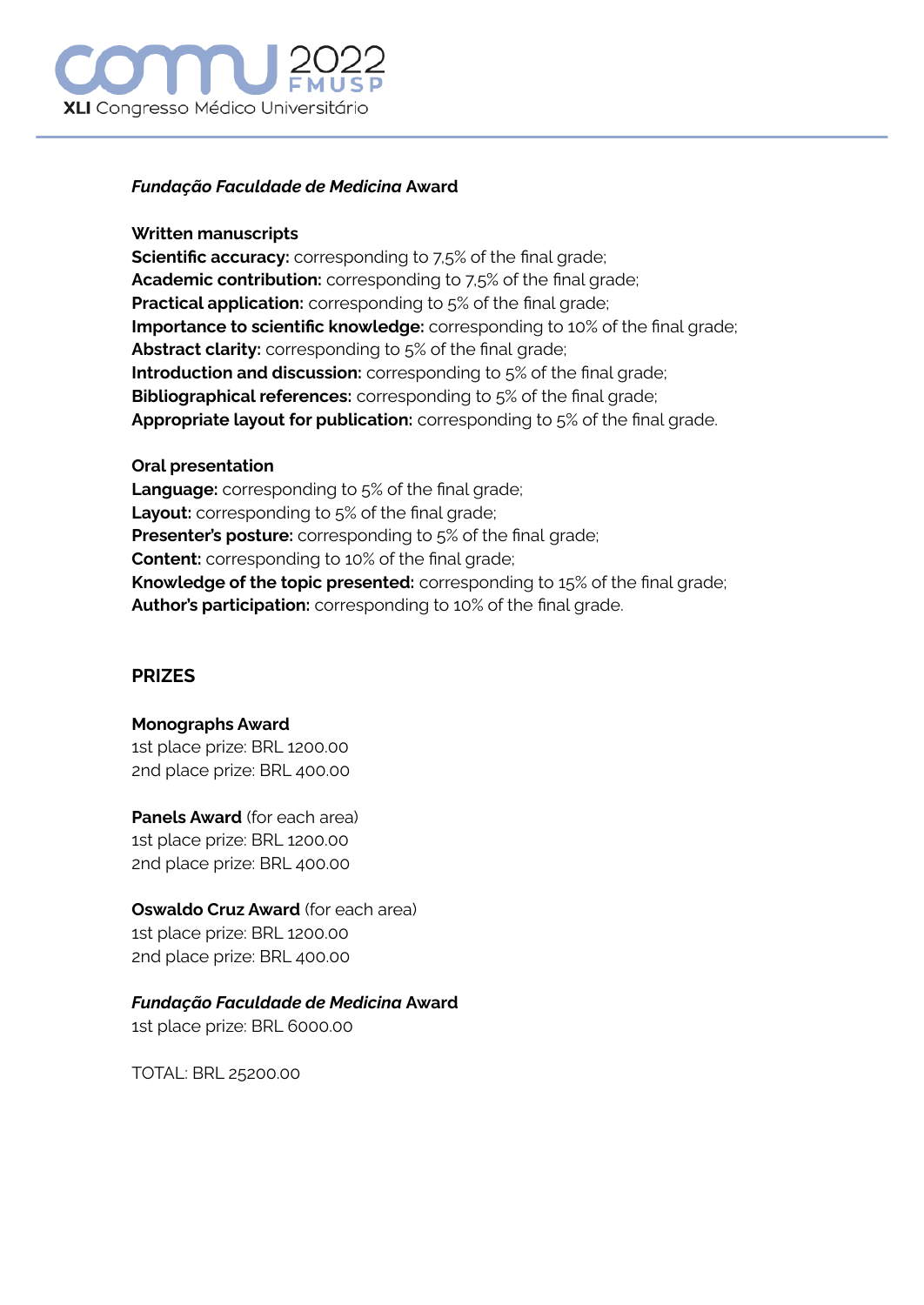***Fundação Faculdade de Medicina* Award**

**Written manuscripts**
**Scientific accuracy:** corresponding to 7,5% of the final grade;
**Academic contribution:** corresponding to 7,5% of the final grade;
**Practical application:** corresponding to 5% of the final grade;
**Importance to scientific knowledge:** corresponding to 10% of the final grade;
**Abstract clarity:** corresponding to 5% of the final grade;
**Introduction and discussion:** corresponding to 5% of the final grade;
**Bibliographical references:** corresponding to 5% of the final grade;
**Appropriate layout for publication:** corresponding to 5% of the final grade.

**Oral presentation**
**Language:** corresponding to 5% of the final grade;
**Layout:** corresponding to 5% of the final grade;
**Presenter's posture:** corresponding to 5% of the final grade;
**Content:** corresponding to 10% of the final grade;
**Knowledge of the topic presented:** corresponding to 15% of the final grade;
**Author's participation:** corresponding to 10% of the final grade.

## PRIZES

**Monographs Award**
1st place prize: BRL 1200.00
2nd place prize: BRL 400.00

**Panels Award** (for each area)
1st place prize: BRL 1200.00
2nd place prize: BRL 400.00

**Oswaldo Cruz Award** (for each area)
1st place prize: BRL 1200.00
2nd place prize: BRL 400.00

***Fundação Faculdade de Medicina* Award**
1st place prize: BRL 6000.00

TOTAL: BRL 25200.00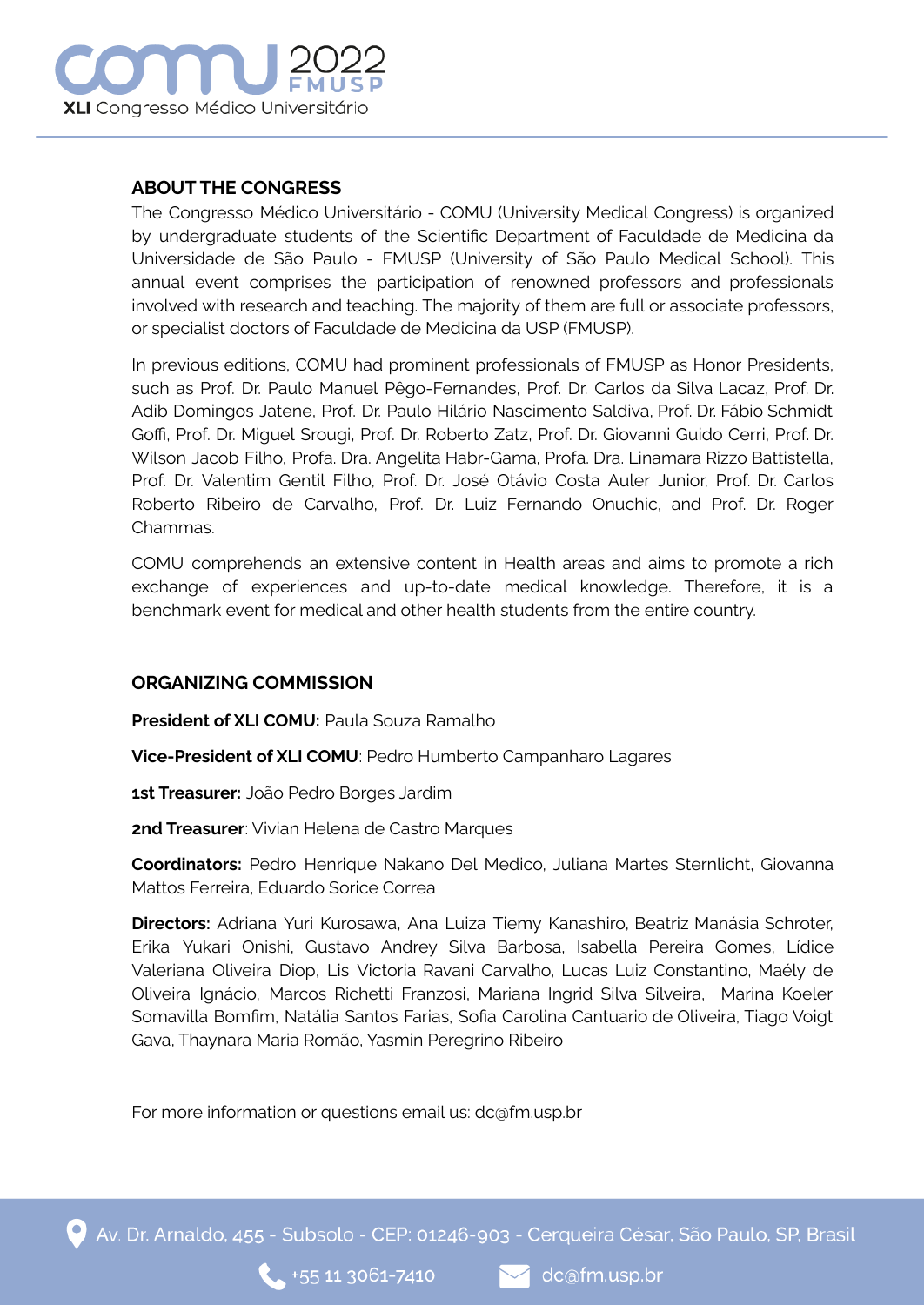## ABOUT THE CONGRESS

The Congresso Médico Universitário - COMU (University Medical Congress) is organized by undergraduate students of the Scientific Department of Faculdade de Medicina da Universidade de São Paulo - FMUSP (University of São Paulo Medical School). This annual event comprises the participation of renowned professors and professionals involved with research and teaching. The majority of them are full or associate professors, or specialist doctors of Faculdade de Medicina da USP (FMUSP).

In previous editions, COMU had prominent professionals of FMUSP as Honor Presidents, such as Prof. Dr. Paulo Manuel Pêgo-Fernandes, Prof. Dr. Carlos da Silva Lacaz, Prof. Dr. Adib Domingos Jatene, Prof. Dr. Paulo Hilário Nascimento Saldiva, Prof. Dr. Fábio Schmidt Goffi, Prof. Dr. Miguel Srougi, Prof. Dr. Roberto Zatz, Prof. Dr. Giovanni Guido Cerri, Prof. Dr. Wilson Jacob Filho, Profa. Dra. Angelita Habr-Gama, Profa. Dra. Linamara Rizzo Battistella, Prof. Dr. Valentim Gentil Filho, Prof. Dr. José Otávio Costa Auler Junior, Prof. Dr. Carlos Roberto Ribeiro de Carvalho, Prof. Dr. Luiz Fernando Onuchic, and Prof. Dr. Roger Chammas.

COMU comprehends an extensive content in Health areas and aims to promote a rich exchange of experiences and up-to-date medical knowledge. Therefore, it is a benchmark event for medical and other health students from the entire country.

## ORGANIZING COMMISSION

**President of XLI COMU:** Paula Souza Ramalho

**Vice-President of XLI COMU**: Pedro Humberto Campanharo Lagares

**1st Treasurer:** João Pedro Borges Jardim

**2nd Treasurer**: Vivian Helena de Castro Marques

**Coordinators:** Pedro Henrique Nakano Del Medico, Juliana Martes Sternlicht, Giovanna Mattos Ferreira, Eduardo Sorice Correa

**Directors:** Adriana Yuri Kurosawa, Ana Luiza Tiemy Kanashiro, Beatriz Manásia Schroter, Erika Yukari Onishi, Gustavo Andrey Silva Barbosa, Isabella Pereira Gomes, Lídice Valeriana Oliveira Diop, Lis Victoria Ravani Carvalho, Lucas Luiz Constantino, Maély de Oliveira Ignácio, Marcos Richetti Franzosi, Mariana Ingrid Silva Silveira, Marina Koeler Somavilla Bomfim, Natália Santos Farias, Sofia Carolina Cantuario de Oliveira, Tiago Voigt Gava, Thaynara Maria Romão, Yasmin Peregrino Ribeiro

For more information or questions email us: dc@fm.usp.br

Av. Dr. Arnaldo, 455 - Subsolo - CEP: 01246-903 - Cerqueira César, São Paulo, SP, Brasil

+55 11 3061-7410 dc@fm.usp.br